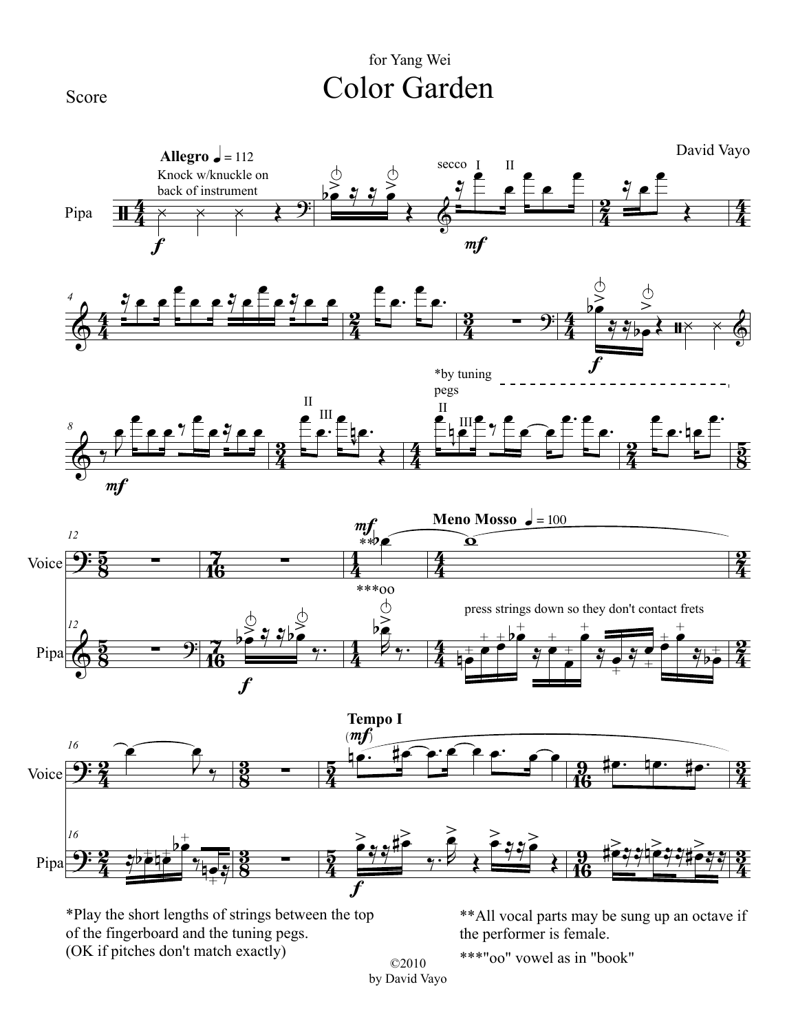for Yang Wei

# Color Garden

Score

David Vayo

*Play the short lengths of strings between the top of the fingerboard and the tuning pegs. (OK if pitches don't match exactly)

**All vocal parts may be sung up an octave if the performer is female.

***"oo" vowel as in "book"

©2010
by David Vayo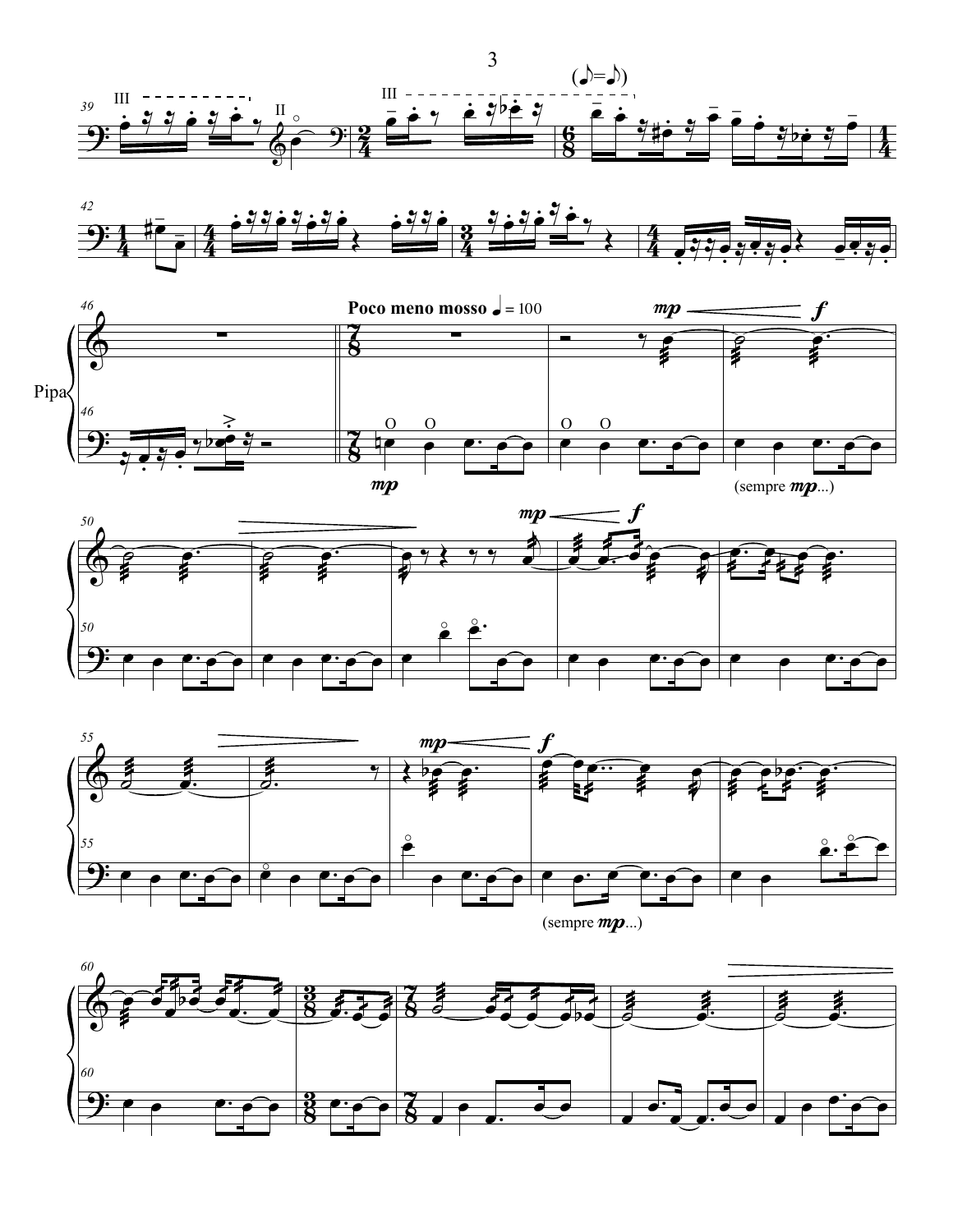**Poco meno mosso** ♩ = 100

Pipa

(sempre *mp*...)

(sempre *mp*...)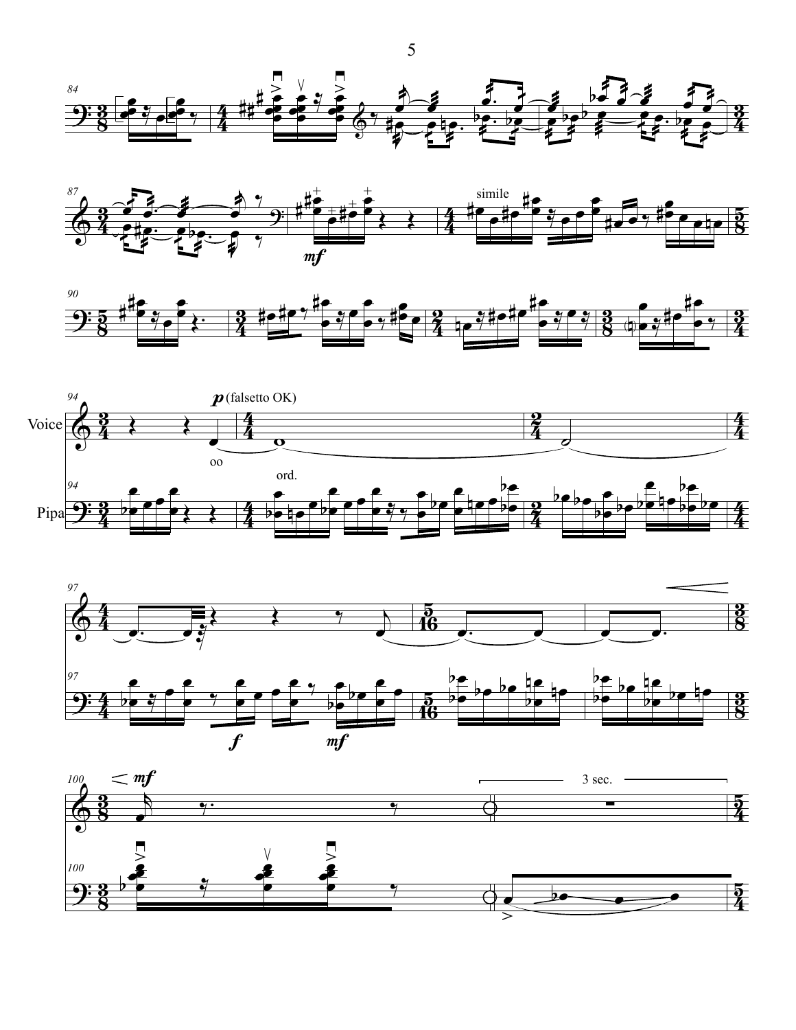simile

Voice

Pipa

*p* (falsetto OK)

oo

ord.

*f*

*mf*

3 sec.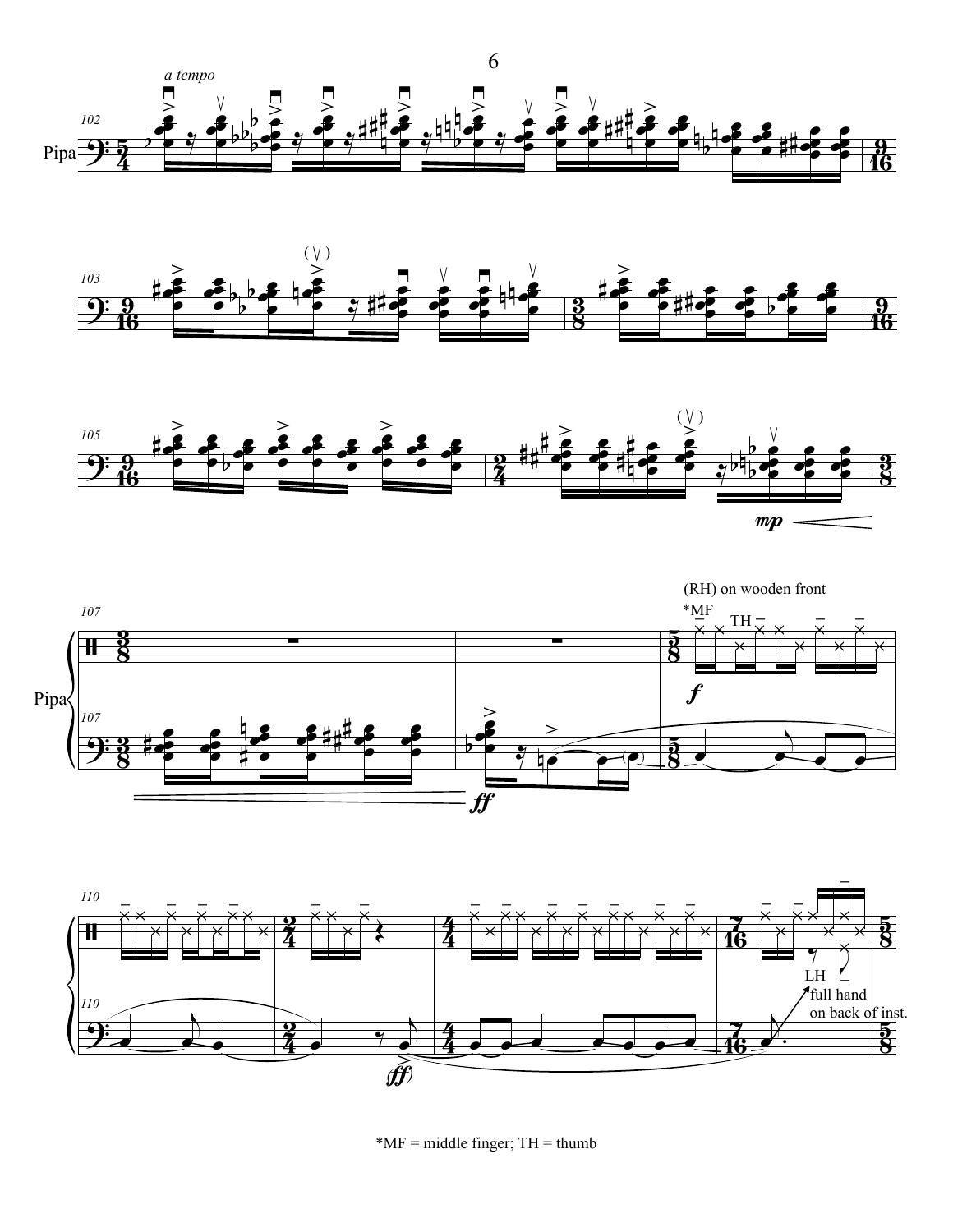*MF = middle finger; TH = thumb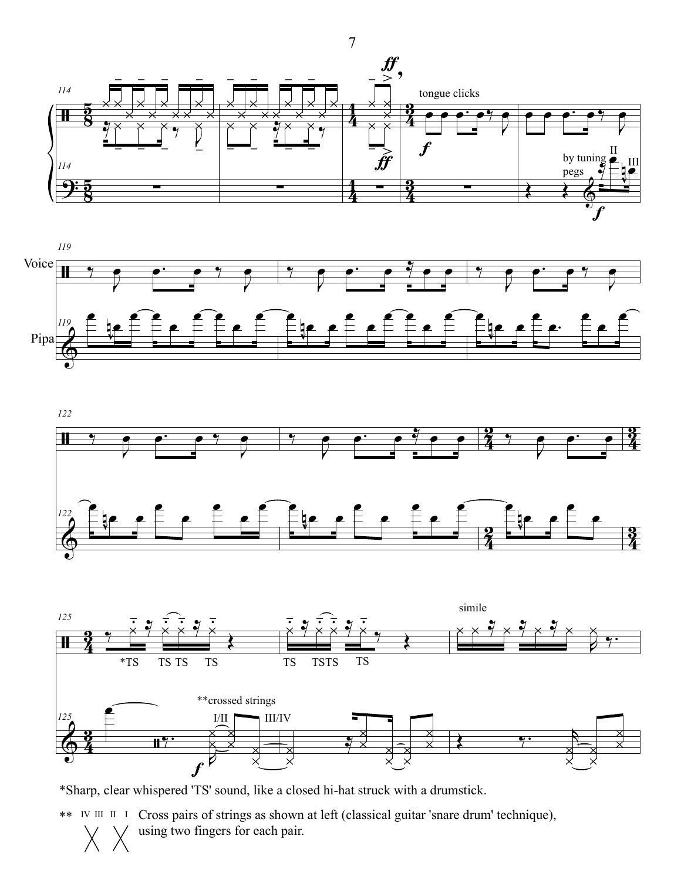*Sharp, clear whispered 'TS' sound, like a closed hi-hat struck with a drumstick.

** IV III II I — Cross pairs of strings as shown at left (classical guitar 'snare drum' technique), using two fingers for each pair.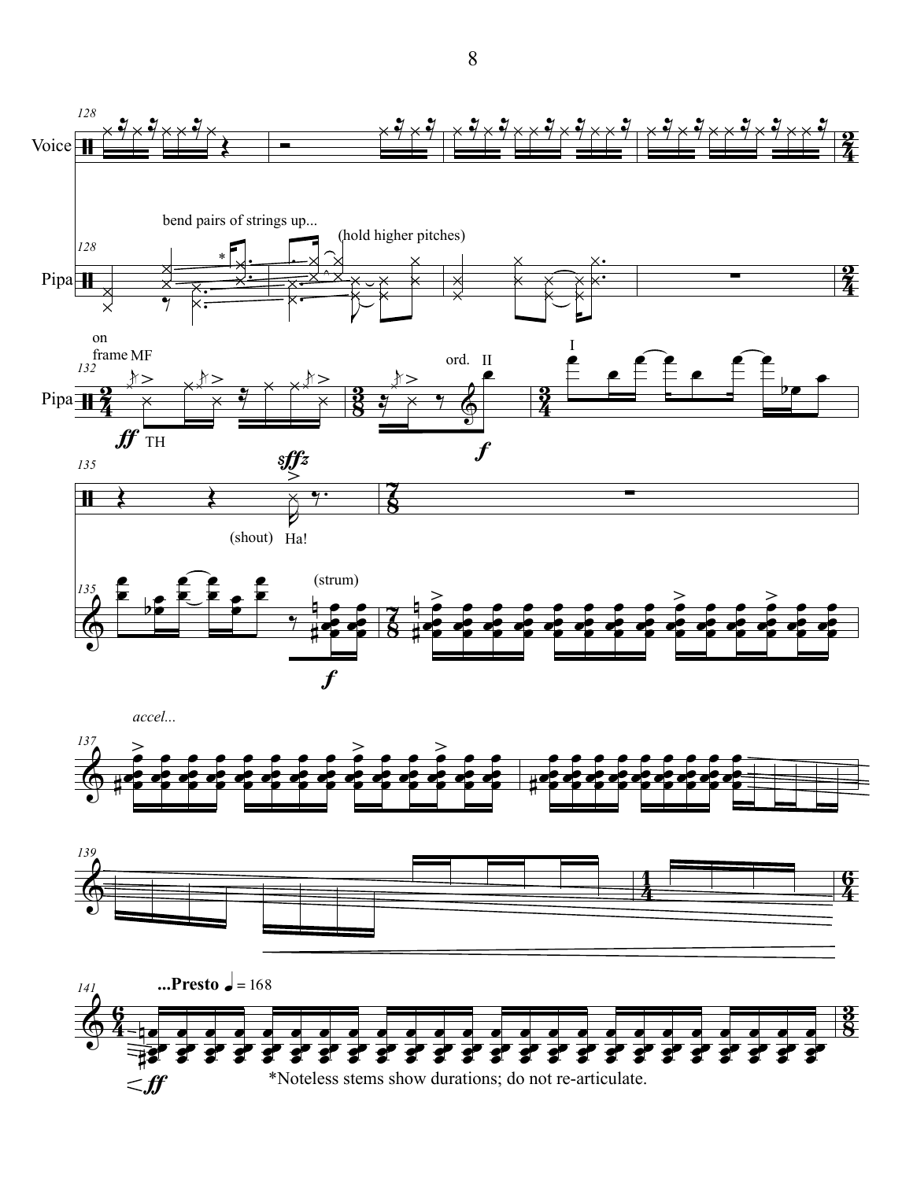*Noteless stems show durations; do not re-articulate.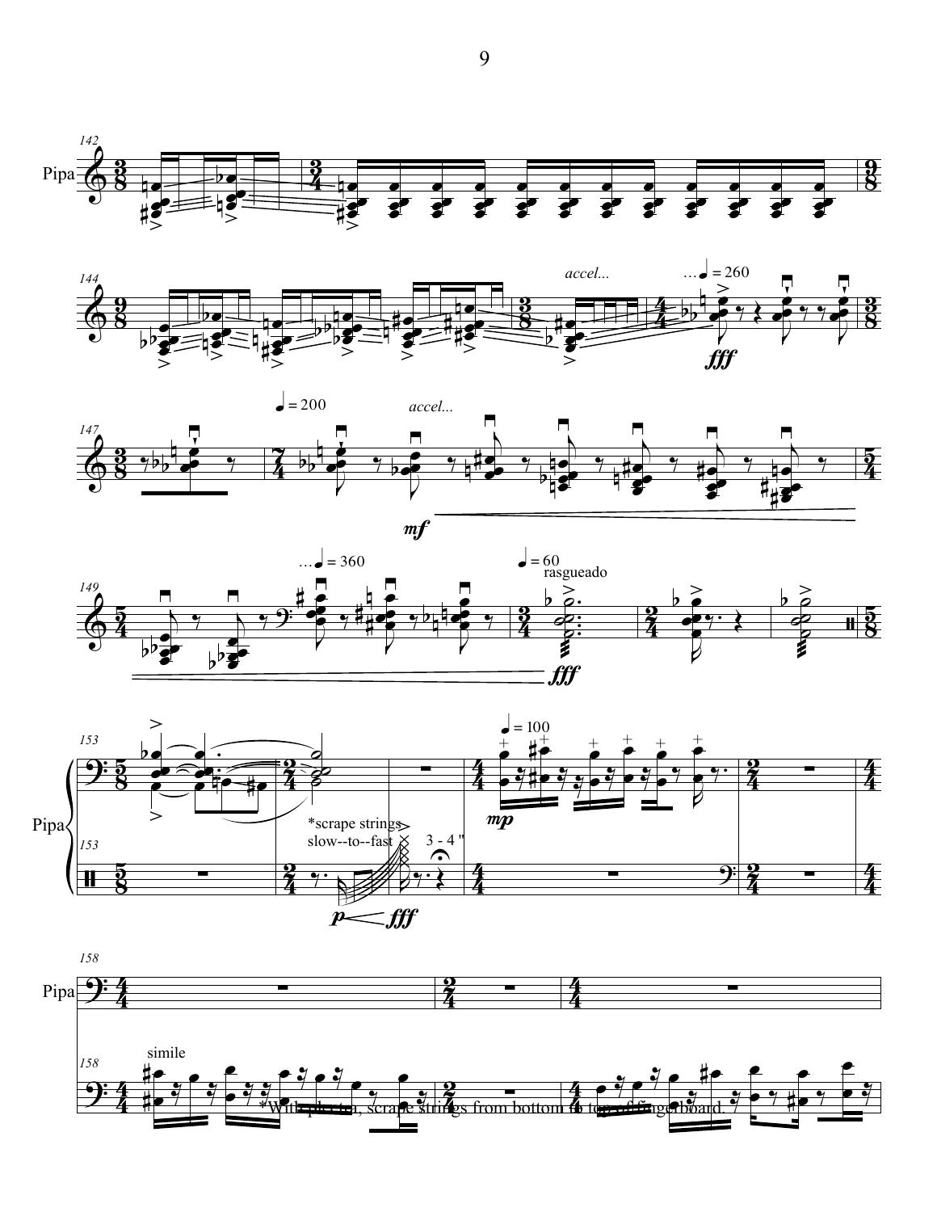*With plectra, scrape strings from bottom to top of fingerboard.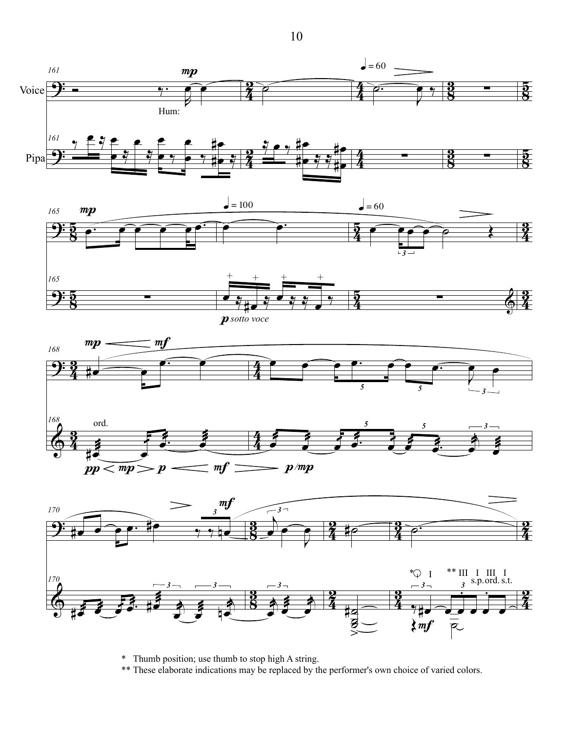\* Thumb position; use thumb to stop high A string.

\*\* These elaborate indications may be replaced by the performer's own choice of varied colors.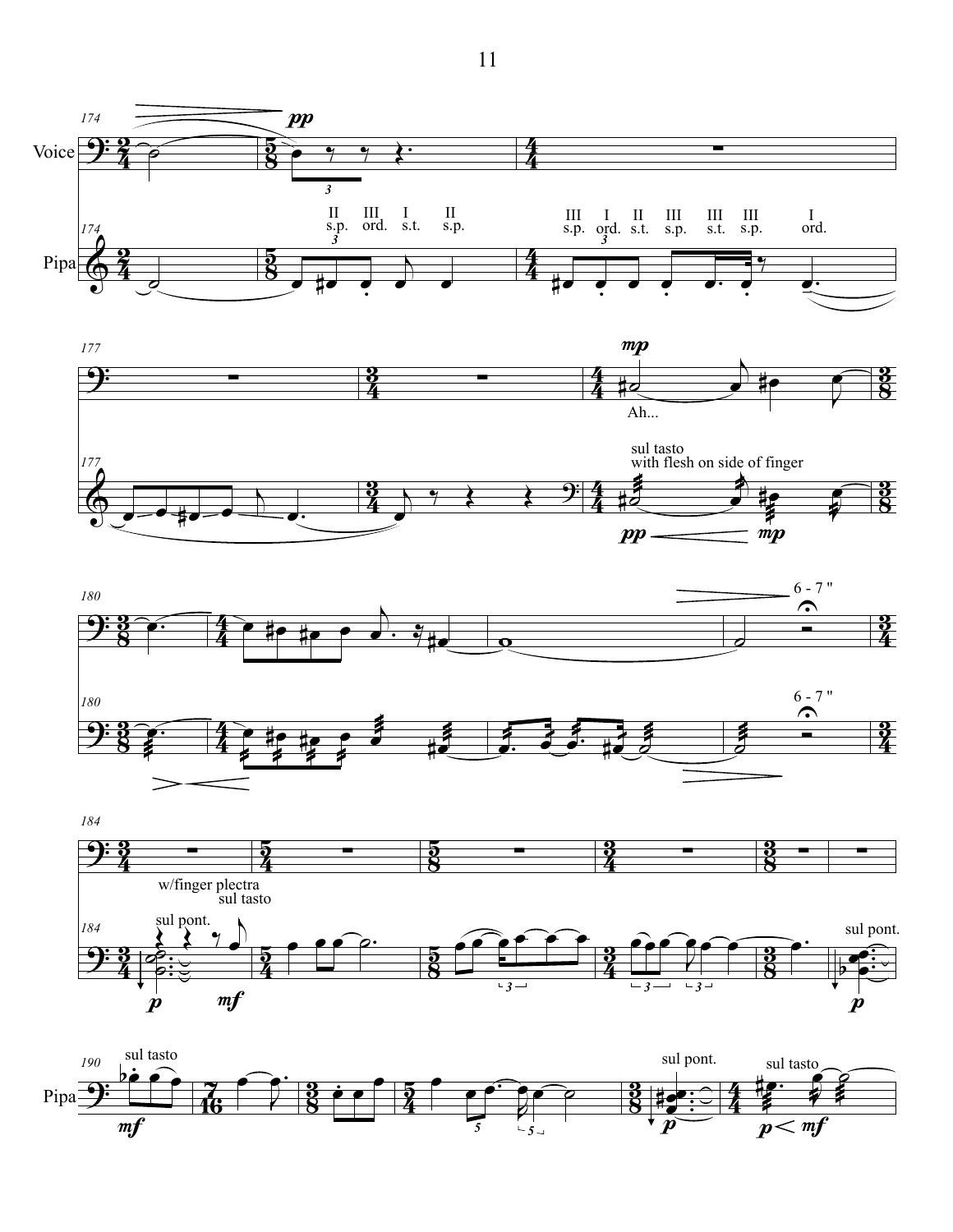Voice

Pipa

174

*pp*

II s.p. III ord. I s.t. II s.p.

III s.p. I ord. II s.t. III s.p. III s.t. III s.p. I ord.

177

*mp*

Ah...

sul tasto
with flesh on side of finger

*pp* *mp*

180

6 - 7 "

184

w/finger plectra
sul tasto

sul pont.

*p* *mf*

sul pont.

*p*

190

sul tasto

*mf*

sul pont.

*p*

sul tasto

*p* *mf*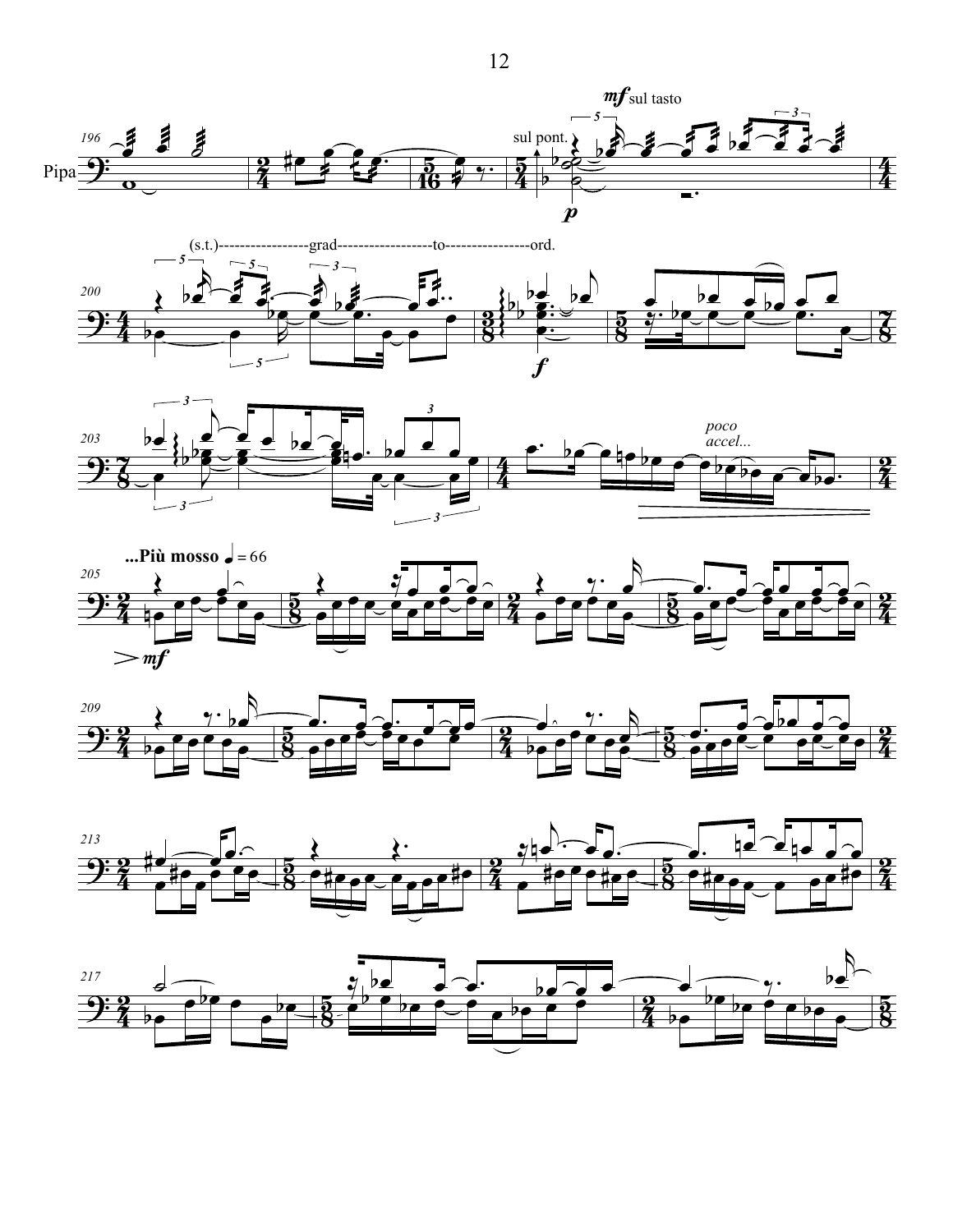Pipa

*mf* sul tasto

sul pont.

*p*

(s.t.)-----------------grad------------------to----------------ord.

*f*

*poco accel...*

**...Più mosso** ♩ = 66

*mf*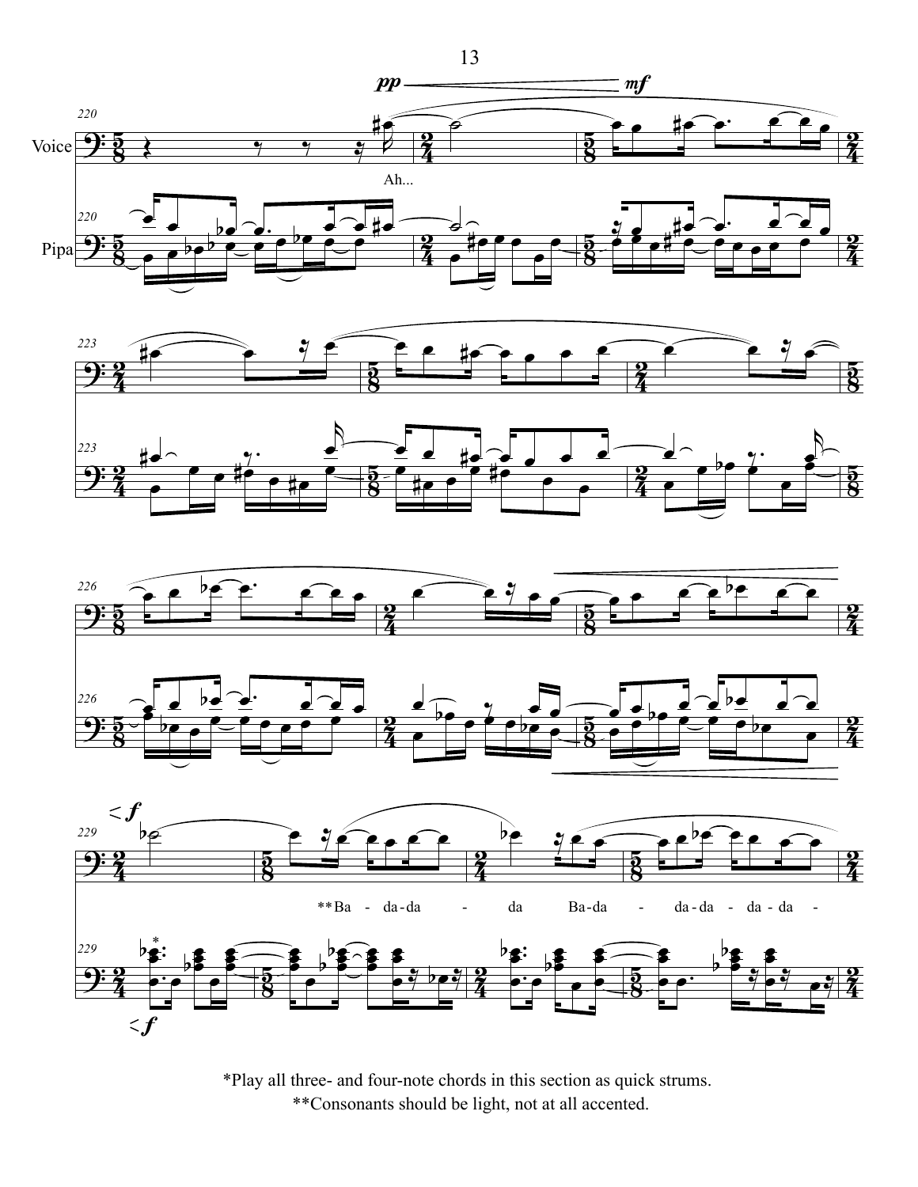*Play all three- and four-note chords in this section as quick strums.

**Consonants should be light, not at all accented.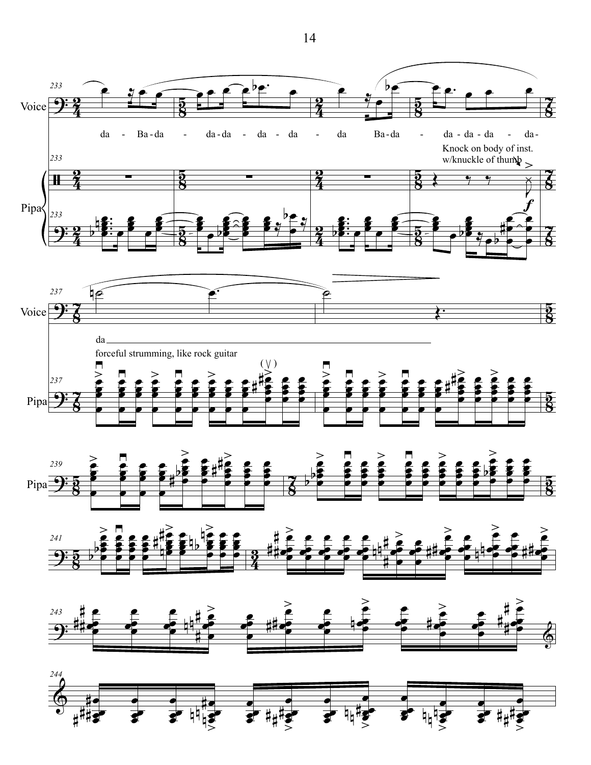233

Voice

da - Ba-da - da-da - da - da - da Ba-da - da-da-da - da-

Knock on body of inst. w/knuckle of thumb

Pipa

237

da

forceful strumming, like rock guitar

239

241

243

244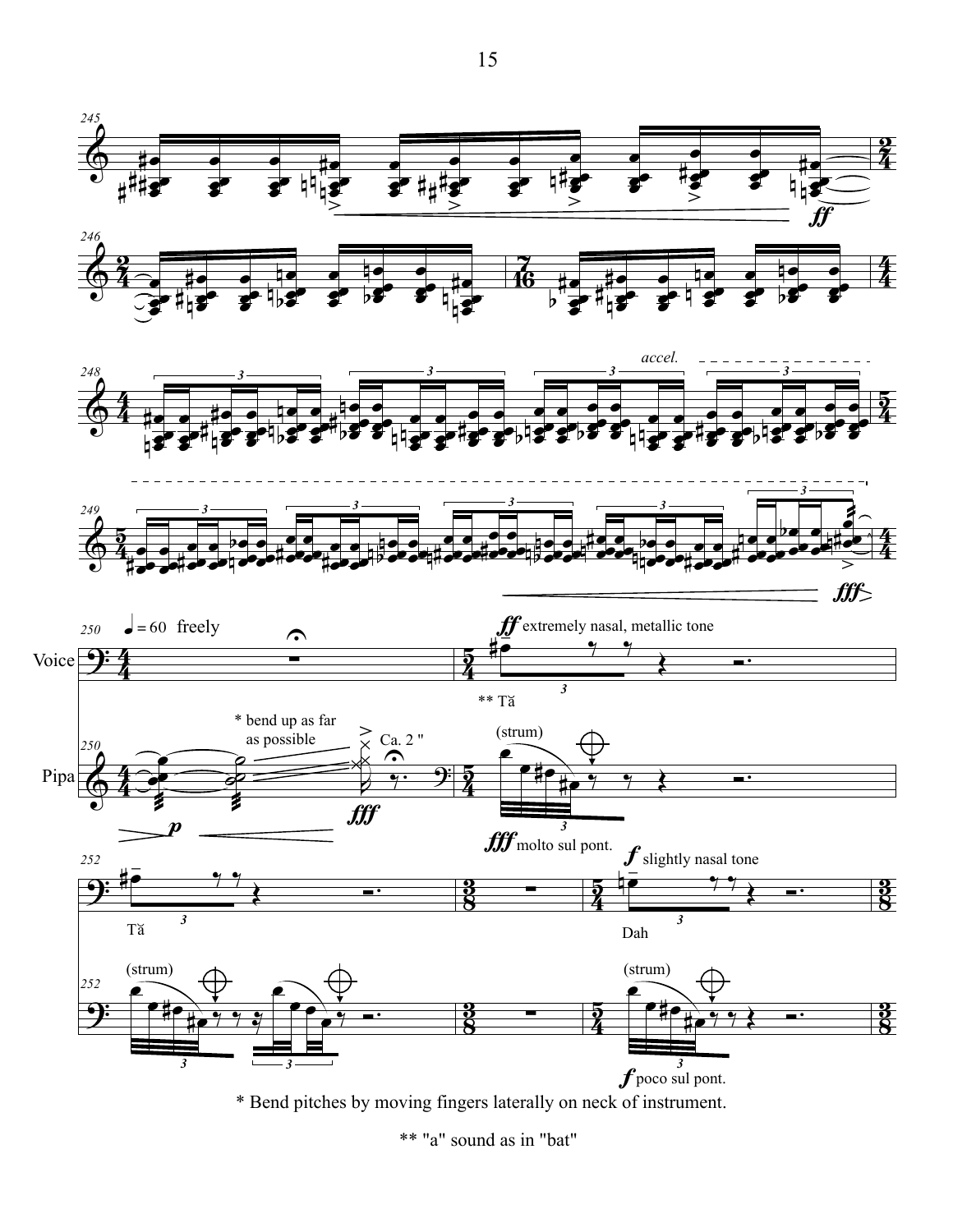\* Bend pitches by moving fingers laterally on neck of instrument.

\*\* "a" sound as in "bat"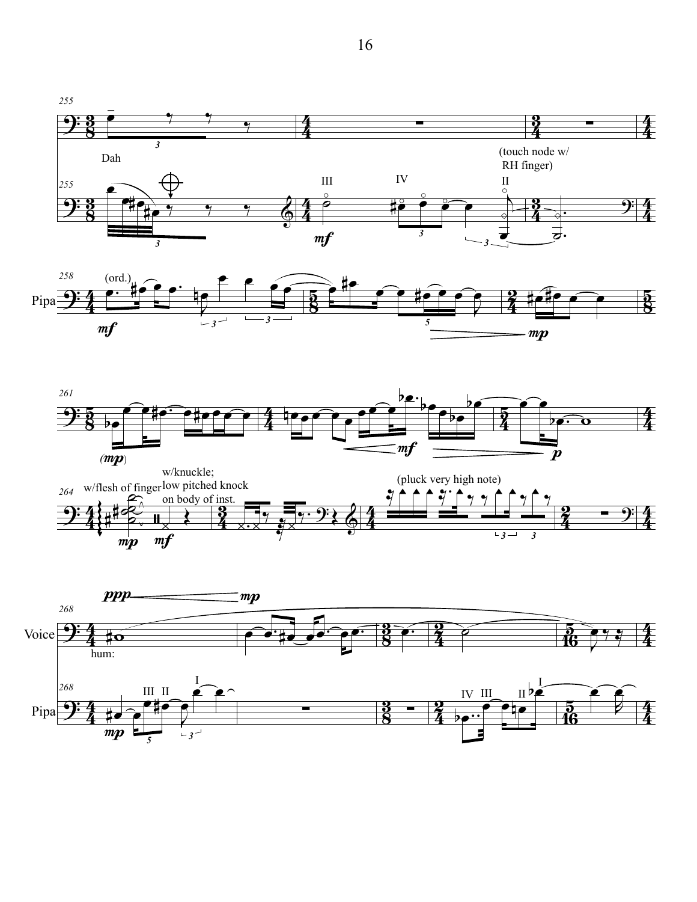Dah

(touch node w/ RH finger)

III IV II

Pipa

(ord.)

w/flesh of finger

w/knuckle; low pitched knock on body of inst.

(pluck very high note)

Voice

hum:

Pipa

III II I IV III II I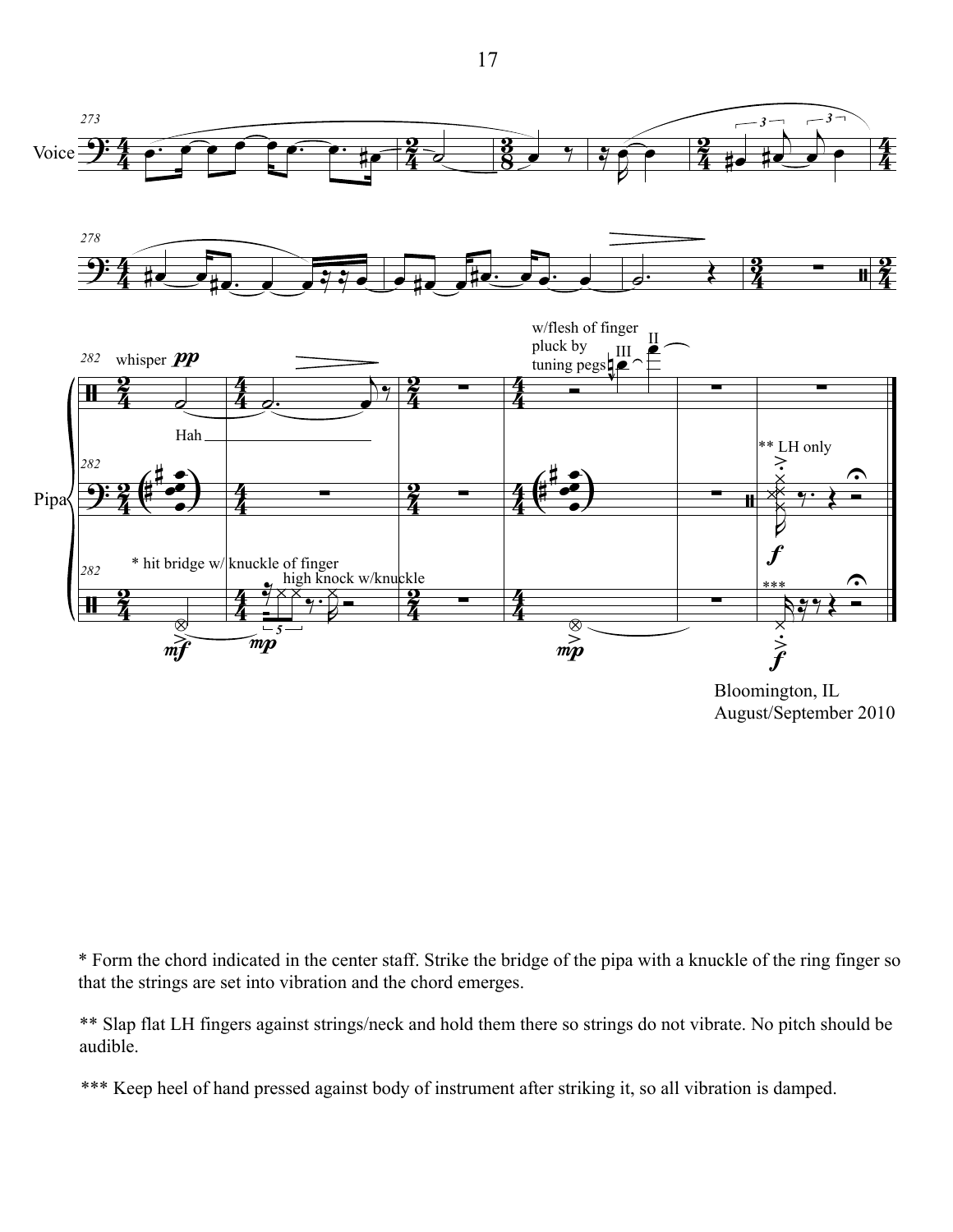Bloomington, IL
August/September 2010

* Form the chord indicated in the center staff. Strike the bridge of the pipa with a knuckle of the ring finger so that the strings are set into vibration and the chord emerges.

** Slap flat LH fingers against strings/neck and hold them there so strings do not vibrate. No pitch should be audible.

*** Keep heel of hand pressed against body of instrument after striking it, so all vibration is damped.